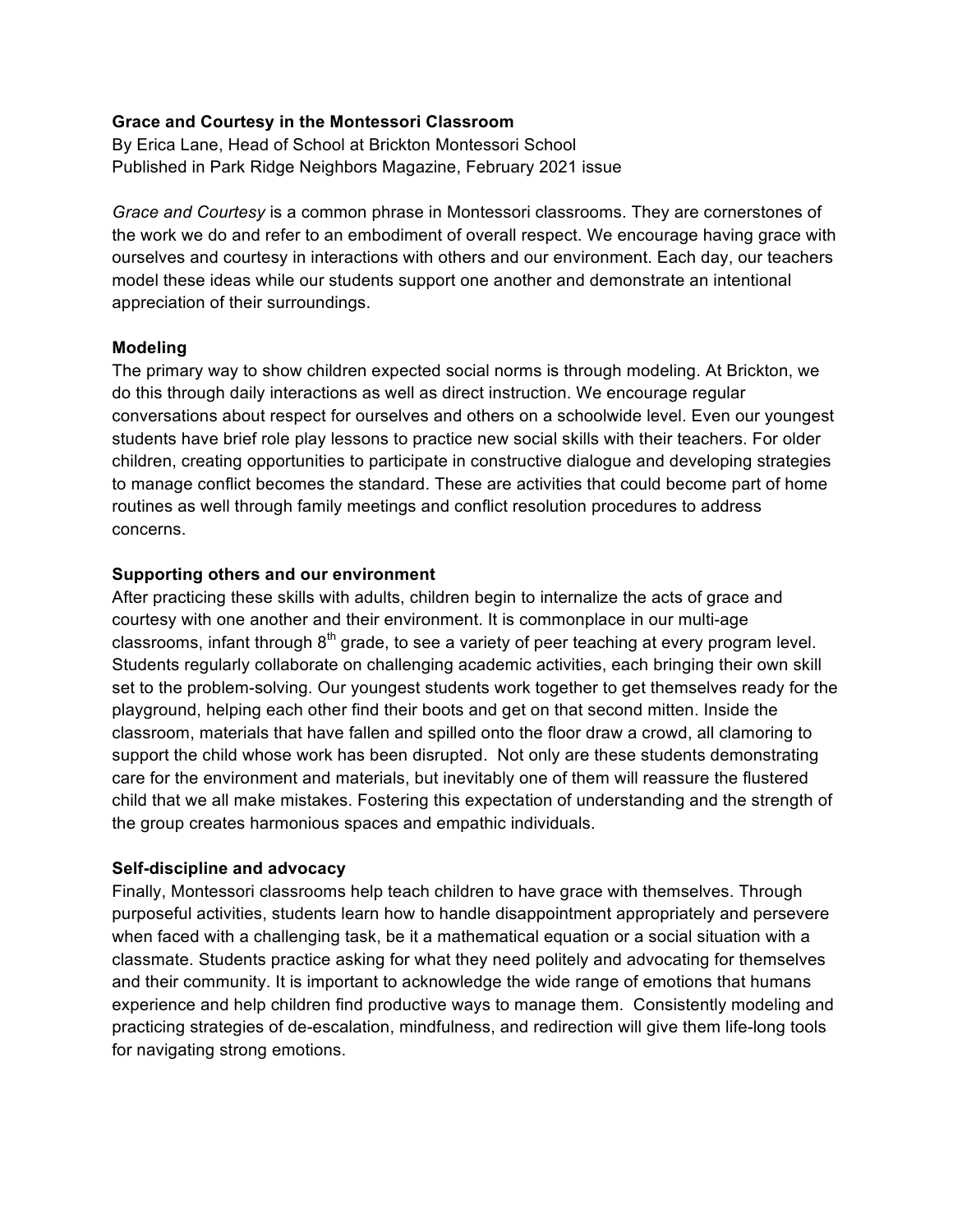**Grace and Courtesy in the Montessori Classroom**

By Erica Lane, Head of School at Brickton Montessori School

Published in Park Ridge Neighbors Magazine, February 2021 issue

*Grace and Courtesy* is a common phrase in Montessori classrooms. They are cornerstones of the work we do and refer to an embodiment of overall respect. We encourage having grace with ourselves and courtesy in interactions with others and our environment. Each day, our teachers model these ideas while our students support one another and demonstrate an intentional appreciation of their surroundings.

**Modeling**

The primary way to show children expected social norms is through modeling. At Brickton, we do this through daily interactions as well as direct instruction. We encourage regular conversations about respect for ourselves and others on a schoolwide level. Even our youngest students have brief role play lessons to practice new social skills with their teachers. For older children, creating opportunities to participate in constructive dialogue and developing strategies to manage conflict becomes the standard. These are activities that could become part of home routines as well through family meetings and conflict resolution procedures to address concerns.

**Supporting others and our environment**

After practicing these skills with adults, children begin to internalize the acts of grace and courtesy with one another and their environment. It is commonplace in our multi-age classrooms, infant through 8th grade, to see a variety of peer teaching at every program level. Students regularly collaborate on challenging academic activities, each bringing their own skill set to the problem-solving. Our youngest students work together to get themselves ready for the playground, helping each other find their boots and get on that second mitten. Inside the classroom, materials that have fallen and spilled onto the floor draw a crowd, all clamoring to support the child whose work has been disrupted. Not only are these students demonstrating care for the environment and materials, but inevitably one of them will reassure the flustered child that we all make mistakes. Fostering this expectation of understanding and the strength of the group creates harmonious spaces and empathic individuals.

**Self-discipline and advocacy**

Finally, Montessori classrooms help teach children to have grace with themselves. Through purposeful activities, students learn how to handle disappointment appropriately and persevere when faced with a challenging task, be it a mathematical equation or a social situation with a classmate. Students practice asking for what they need politely and advocating for themselves and their community. It is important to acknowledge the wide range of emotions that humans experience and help children find productive ways to manage them. Consistently modeling and practicing strategies of de-escalation, mindfulness, and redirection will give them life-long tools for navigating strong emotions.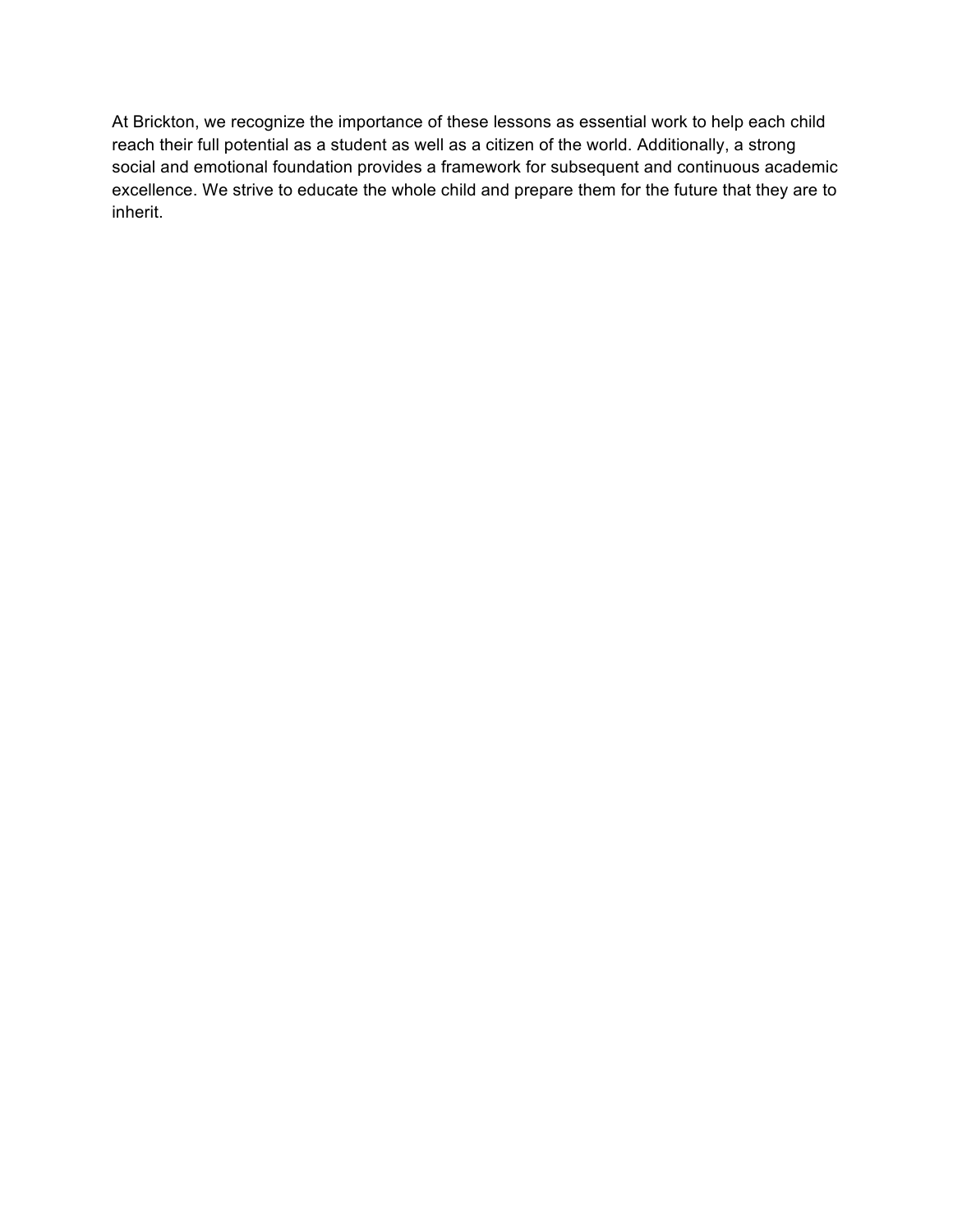At Brickton, we recognize the importance of these lessons as essential work to help each child reach their full potential as a student as well as a citizen of the world. Additionally, a strong social and emotional foundation provides a framework for subsequent and continuous academic excellence. We strive to educate the whole child and prepare them for the future that they are to inherit.